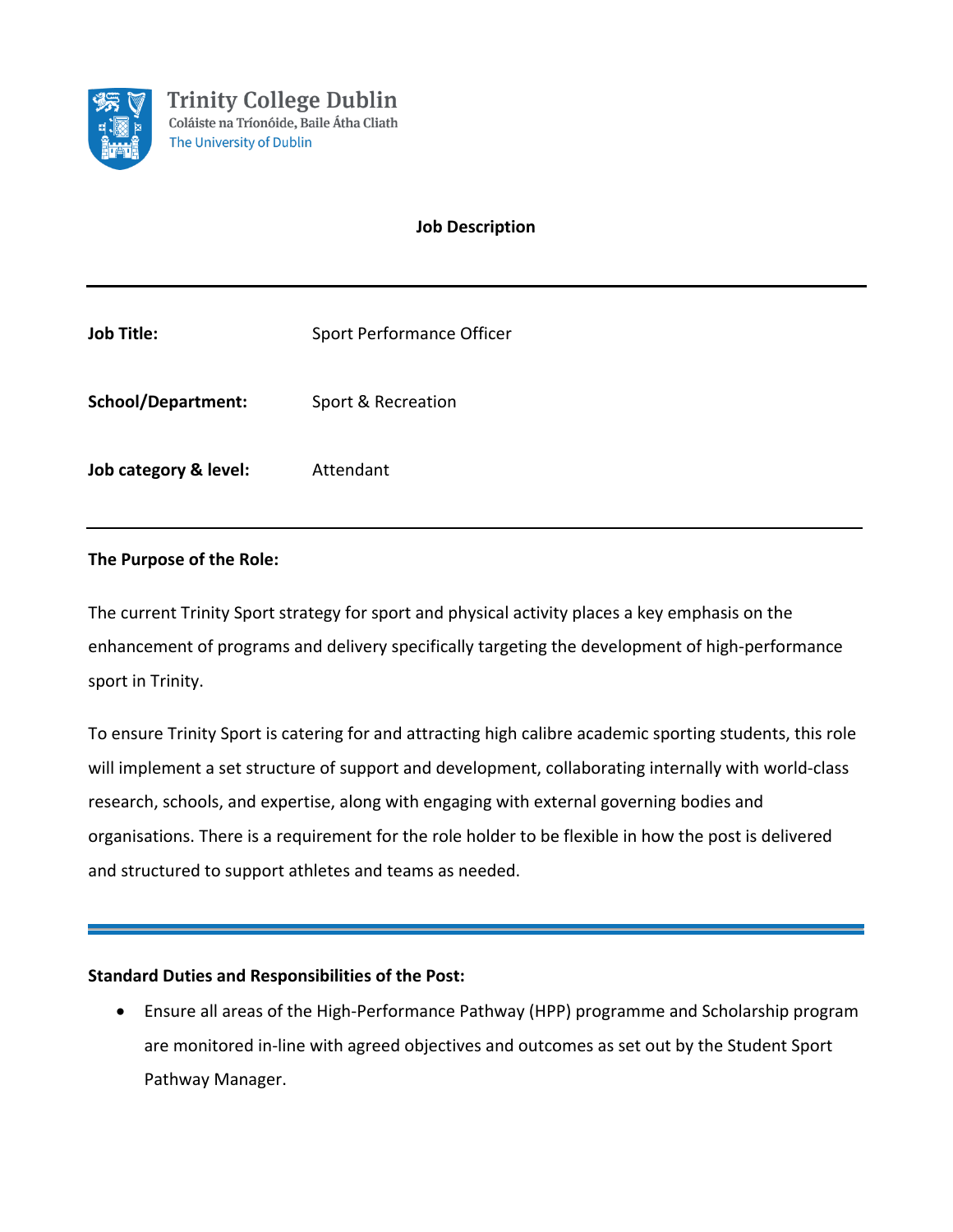Trinity College Dublin
Coláiste na Tríonóide, Baile Átha Cliath
The University of Dublin

# Job Description

---

| | |
|---|---|
| **Job Title:** | Sport Performance Officer |
| **School/Department:** | Sport & Recreation |
| **Job category & level:** | Attendant |

---

## The Purpose of the Role:

The current Trinity Sport strategy for sport and physical activity places a key emphasis on the enhancement of programs and delivery specifically targeting the development of high-performance sport in Trinity.

To ensure Trinity Sport is catering for and attracting high calibre academic sporting students, this role will implement a set structure of support and development, collaborating internally with world-class research, schools, and expertise, along with engaging with external governing bodies and organisations. There is a requirement for the role holder to be flexible in how the post is delivered and structured to support athletes and teams as needed.

---

## Standard Duties and Responsibilities of the Post:

- Ensure all areas of the High-Performance Pathway (HPP) programme and Scholarship program are monitored in-line with agreed objectives and outcomes as set out by the Student Sport Pathway Manager.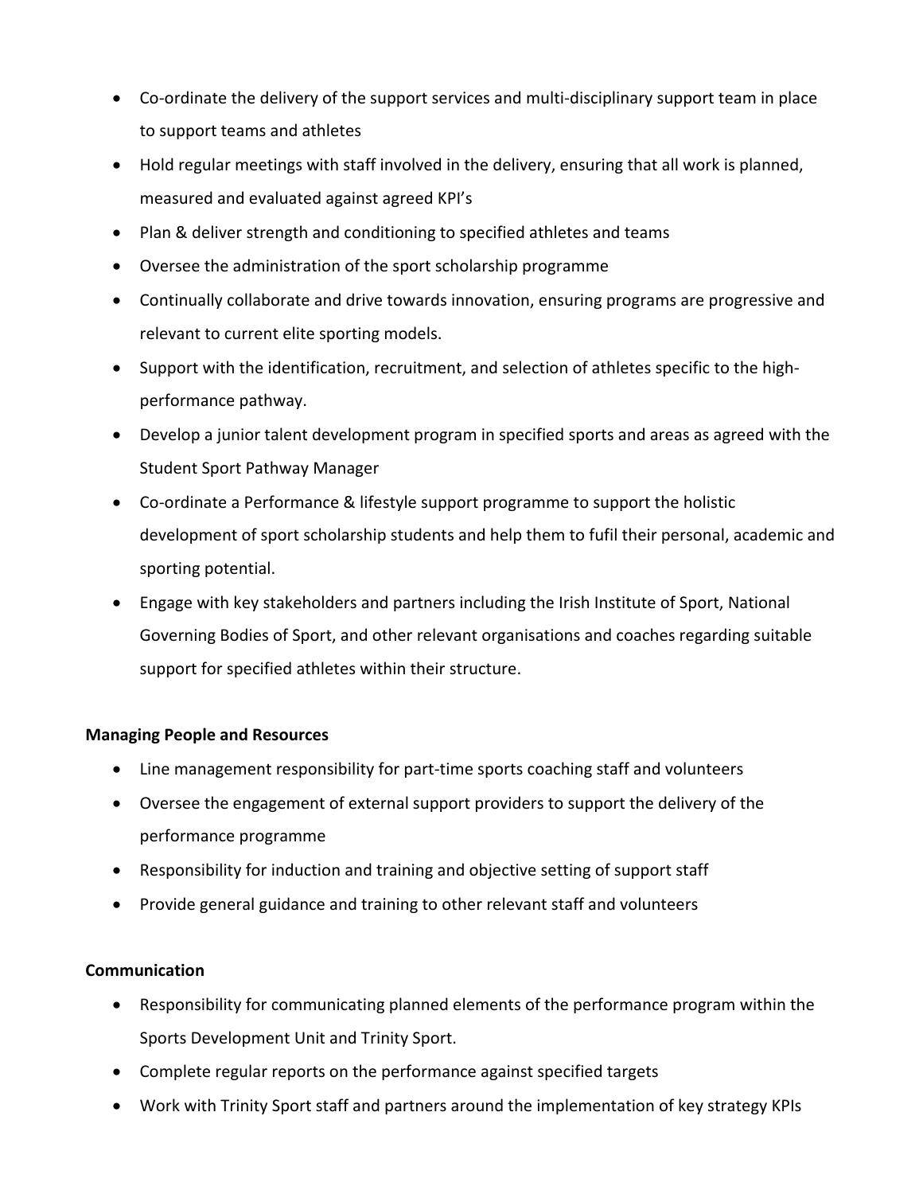- Co-ordinate the delivery of the support services and multi-disciplinary support team in place to support teams and athletes
- Hold regular meetings with staff involved in the delivery, ensuring that all work is planned, measured and evaluated against agreed KPI's
- Plan & deliver strength and conditioning to specified athletes and teams
- Oversee the administration of the sport scholarship programme
- Continually collaborate and drive towards innovation, ensuring programs are progressive and relevant to current elite sporting models.
- Support with the identification, recruitment, and selection of athletes specific to the high-performance pathway.
- Develop a junior talent development program in specified sports and areas as agreed with the Student Sport Pathway Manager
- Co-ordinate a Performance & lifestyle support programme to support the holistic development of sport scholarship students and help them to fufil their personal, academic and sporting potential.
- Engage with key stakeholders and partners including the Irish Institute of Sport, National Governing Bodies of Sport, and other relevant organisations and coaches regarding suitable support for specified athletes within their structure.

**Managing People and Resources**

- Line management responsibility for part-time sports coaching staff and volunteers
- Oversee the engagement of external support providers to support the delivery of the performance programme
- Responsibility for induction and training and objective setting of support staff
- Provide general guidance and training to other relevant staff and volunteers

**Communication**

- Responsibility for communicating planned elements of the performance program within the Sports Development Unit and Trinity Sport.
- Complete regular reports on the performance against specified targets
- Work with Trinity Sport staff and partners around the implementation of key strategy KPIs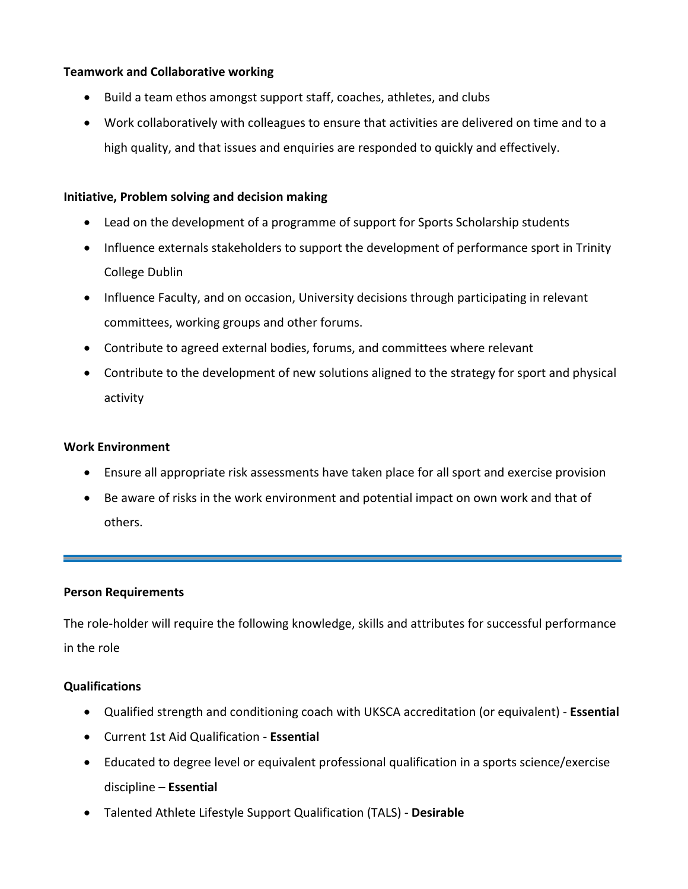**Teamwork and Collaborative working**

- Build a team ethos amongst support staff, coaches, athletes, and clubs
- Work collaboratively with colleagues to ensure that activities are delivered on time and to a high quality, and that issues and enquiries are responded to quickly and effectively.

**Initiative, Problem solving and decision making**

- Lead on the development of a programme of support for Sports Scholarship students
- Influence externals stakeholders to support the development of performance sport in Trinity College Dublin
- Influence Faculty, and on occasion, University decisions through participating in relevant committees, working groups and other forums.
- Contribute to agreed external bodies, forums, and committees where relevant
- Contribute to the development of new solutions aligned to the strategy for sport and physical activity

**Work Environment**

- Ensure all appropriate risk assessments have taken place for all sport and exercise provision
- Be aware of risks in the work environment and potential impact on own work and that of others.

---

**Person Requirements**

The role-holder will require the following knowledge, skills and attributes for successful performance in the role

**Qualifications**

- Qualified strength and conditioning coach with UKSCA accreditation (or equivalent) - **Essential**
- Current 1st Aid Qualification - **Essential**
- Educated to degree level or equivalent professional qualification in a sports science/exercise discipline – **Essential**
- Talented Athlete Lifestyle Support Qualification (TALS) - **Desirable**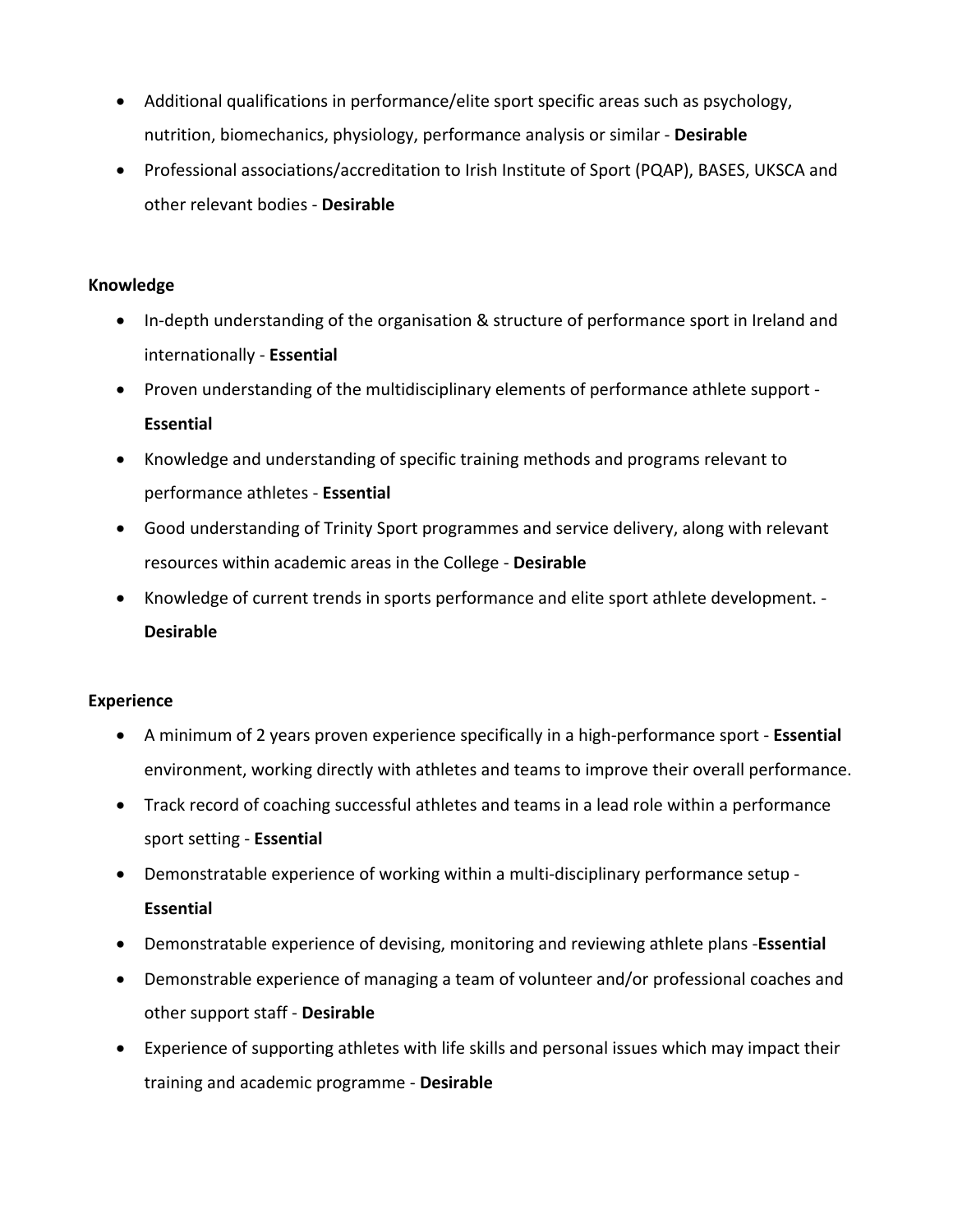- Additional qualifications in performance/elite sport specific areas such as psychology, nutrition, biomechanics, physiology, performance analysis or similar - **Desirable**
- Professional associations/accreditation to Irish Institute of Sport (PQAP), BASES, UKSCA and other relevant bodies - **Desirable**

**Knowledge**

- In-depth understanding of the organisation & structure of performance sport in Ireland and internationally - **Essential**
- Proven understanding of the multidisciplinary elements of performance athlete support - **Essential**
- Knowledge and understanding of specific training methods and programs relevant to performance athletes - **Essential**
- Good understanding of Trinity Sport programmes and service delivery, along with relevant resources within academic areas in the College - **Desirable**
- Knowledge of current trends in sports performance and elite sport athlete development. - **Desirable**

**Experience**

- A minimum of 2 years proven experience specifically in a high-performance sport - **Essential** environment, working directly with athletes and teams to improve their overall performance.
- Track record of coaching successful athletes and teams in a lead role within a performance sport setting - **Essential**
- Demonstratable experience of working within a multi-disciplinary performance setup - **Essential**
- Demonstratable experience of devising, monitoring and reviewing athlete plans -**Essential**
- Demonstrable experience of managing a team of volunteer and/or professional coaches and other support staff - **Desirable**
- Experience of supporting athletes with life skills and personal issues which may impact their training and academic programme - **Desirable**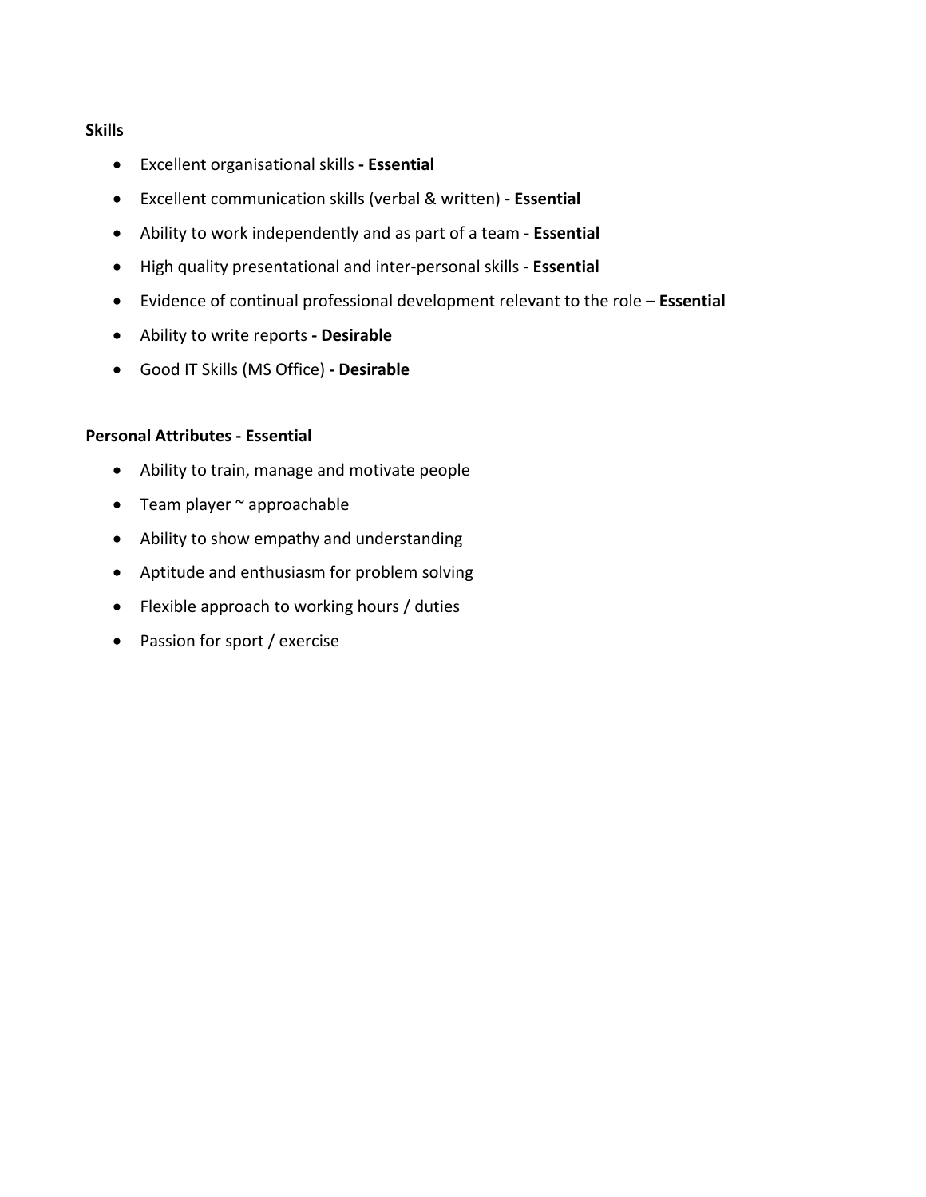**Skills**

- Excellent organisational skills **- Essential**
- Excellent communication skills (verbal & written) - **Essential**
- Ability to work independently and as part of a team - **Essential**
- High quality presentational and inter-personal skills - **Essential**
- Evidence of continual professional development relevant to the role – **Essential**
- Ability to write reports **- Desirable**
- Good IT Skills (MS Office) **- Desirable**

**Personal Attributes - Essential**

- Ability to train, manage and motivate people
- Team player ~ approachable
- Ability to show empathy and understanding
- Aptitude and enthusiasm for problem solving
- Flexible approach to working hours / duties
- Passion for sport / exercise